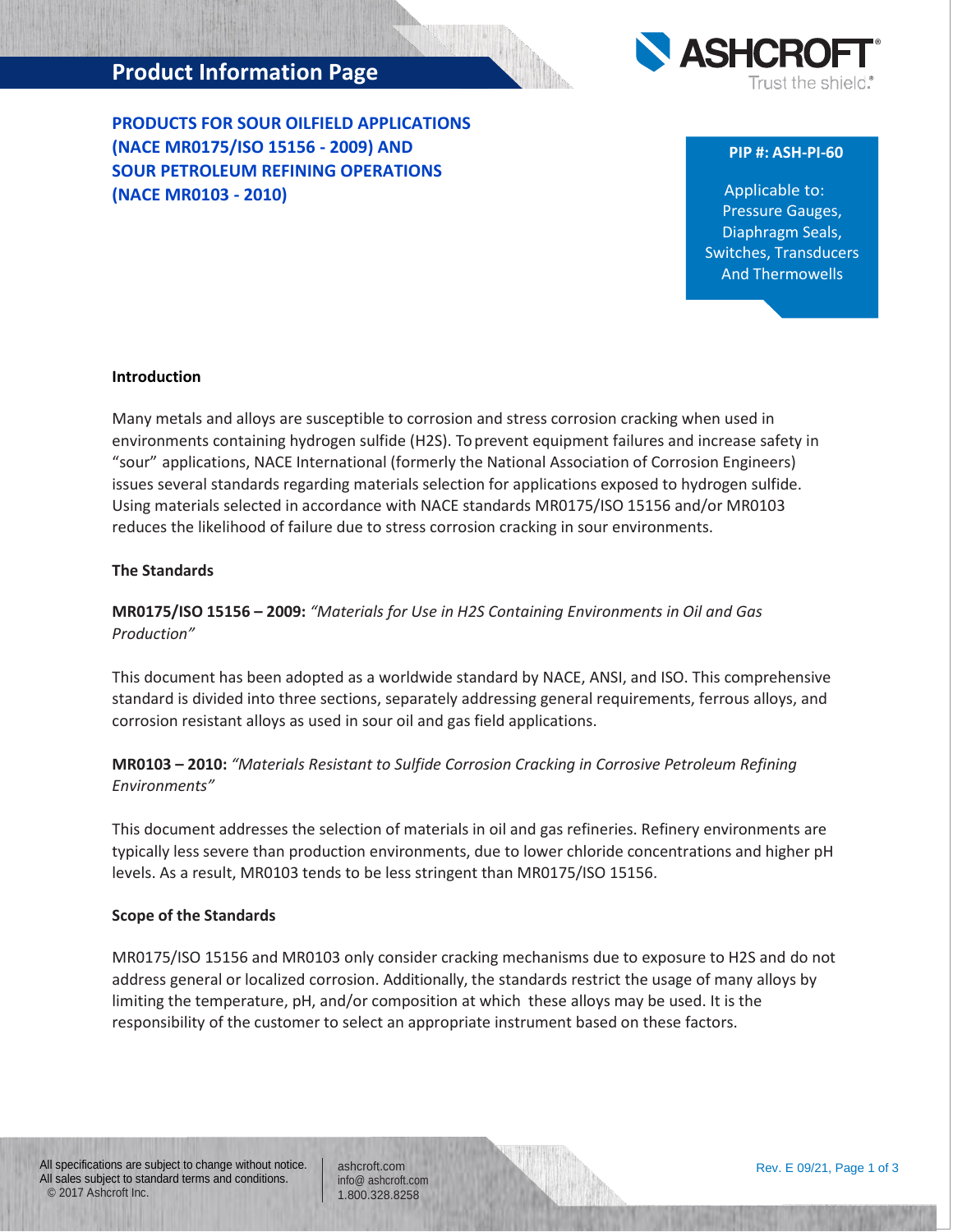# PRODUCTS FOR SOUR OILFIELD APPLICATIONS (NACE MR0175/ISO 15156 - 2009) AND SOUR PETROLEUM REFINING OPERATIONS (NACE MR0103 - 2010)

**PIP #: ASH-PI-60**

Applicable to:
Pressure Gauges,
Diaphragm Seals,
Switches, Transducers
And Thermowells

## Introduction

Many metals and alloys are susceptible to corrosion and stress corrosion cracking when used in environments containing hydrogen sulfide (H2S). To prevent equipment failures and increase safety in "sour" applications, NACE International (formerly the National Association of Corrosion Engineers) issues several standards regarding materials selection for applications exposed to hydrogen sulfide. Using materials selected in accordance with NACE standards MR0175/ISO 15156 and/or MR0103 reduces the likelihood of failure due to stress corrosion cracking in sour environments.

## The Standards

**MR0175/ISO 15156 – 2009:** *"Materials for Use in H2S Containing Environments in Oil and Gas Production"*

This document has been adopted as a worldwide standard by NACE, ANSI, and ISO. This comprehensive standard is divided into three sections, separately addressing general requirements, ferrous alloys, and corrosion resistant alloys as used in sour oil and gas field applications.

**MR0103 – 2010:** *"Materials Resistant to Sulfide Corrosion Cracking in Corrosive Petroleum Refining Environments"*

This document addresses the selection of materials in oil and gas refineries. Refinery environments are typically less severe than production environments, due to lower chloride concentrations and higher pH levels. As a result, MR0103 tends to be less stringent than MR0175/ISO 15156.

## Scope of the Standards

MR0175/ISO 15156 and MR0103 only consider cracking mechanisms due to exposure to H2S and do not address general or localized corrosion. Additionally, the standards restrict the usage of many alloys by limiting the temperature, pH, and/or composition at which these alloys may be used. It is the responsibility of the customer to select an appropriate instrument based on these factors.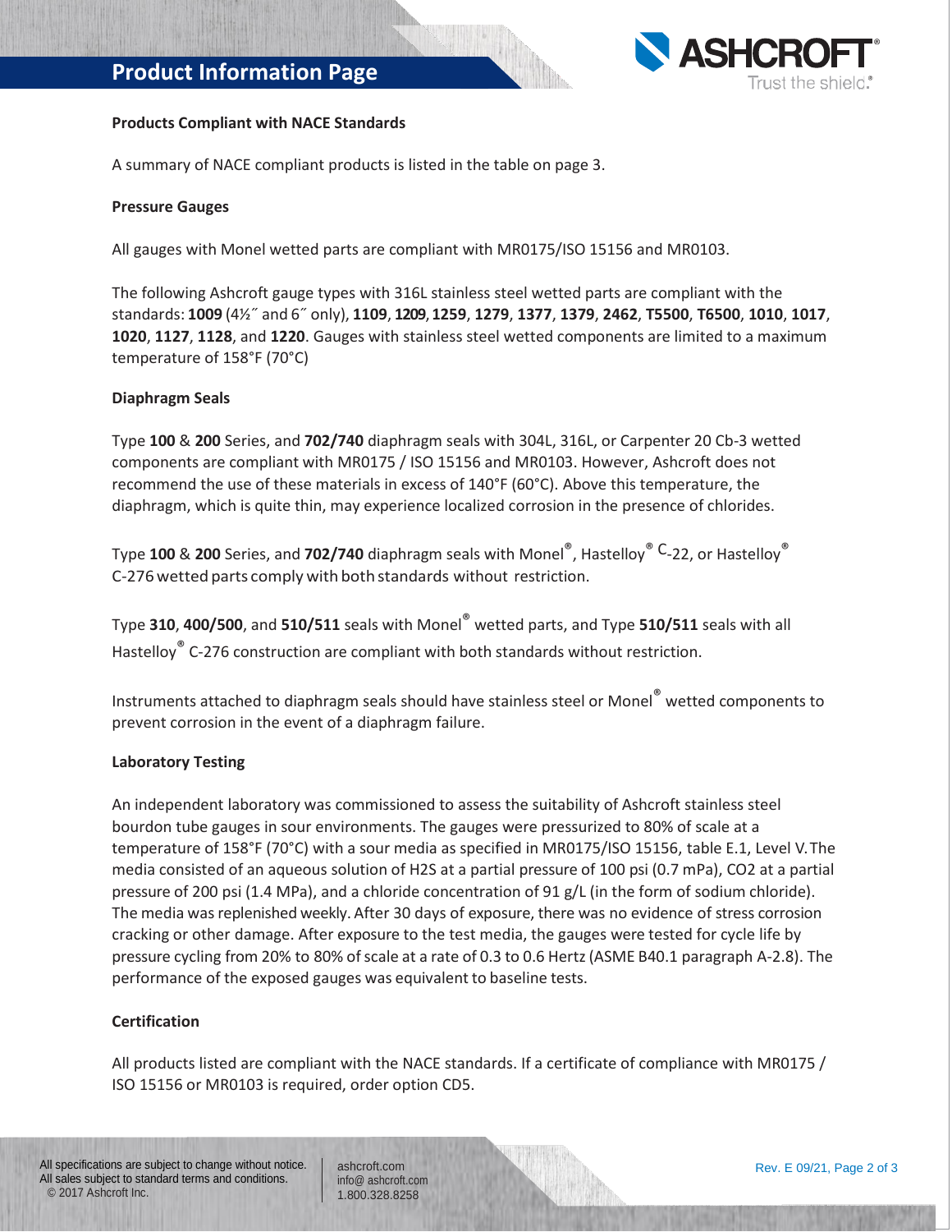## Product Information Page

### Products Compliant with NACE Standards

A summary of NACE compliant products is listed in the table on page 3.

### Pressure Gauges

All gauges with Monel wetted parts are compliant with MR0175/ISO 15156 and MR0103.

The following Ashcroft gauge types with 316L stainless steel wetted parts are compliant with the standards: **1009** (4½˝ and 6˝ only), **1109**, **1209**, **1259**, **1279**, **1377**, **1379**, **2462**, **T5500**, **T6500**, **1010**, **1017**, **1020**, **1127**, **1128**, and **1220**. Gauges with stainless steel wetted components are limited to a maximum temperature of 158°F (70°C)

### Diaphragm Seals

Type **100** & **200** Series, and **702/740** diaphragm seals with 304L, 316L, or Carpenter 20 Cb-3 wetted components are compliant with MR0175 / ISO 15156 and MR0103. However, Ashcroft does not recommend the use of these materials in excess of 140°F (60°C). Above this temperature, the diaphragm, which is quite thin, may experience localized corrosion in the presence of chlorides.

Type **100** & **200** Series, and **702/740** diaphragm seals with Monel®, Hastelloy® C-22, or Hastelloy® C-276 wetted parts comply with both standards without restriction.

Type **310**, **400/500**, and **510/511** seals with Monel® wetted parts, and Type **510/511** seals with all Hastelloy® C-276 construction are compliant with both standards without restriction.

Instruments attached to diaphragm seals should have stainless steel or Monel® wetted components to prevent corrosion in the event of a diaphragm failure.

### Laboratory Testing

An independent laboratory was commissioned to assess the suitability of Ashcroft stainless steel bourdon tube gauges in sour environments. The gauges were pressurized to 80% of scale at a temperature of 158°F (70°C) with a sour media as specified in MR0175/ISO 15156, table E.1, Level V. The media consisted of an aqueous solution of $H_2S$ at a partial pressure of 100 psi (0.7 mPa), $CO_2$ at a partial pressure of 200 psi (1.4 MPa), and a chloride concentration of 91 g/L (in the form of sodium chloride). The media was replenished weekly. After 30 days of exposure, there was no evidence of stress corrosion cracking or other damage. After exposure to the test media, the gauges were tested for cycle life by pressure cycling from 20% to 80% of scale at a rate of 0.3 to 0.6 Hertz (ASME B40.1 paragraph A-2.8). The performance of the exposed gauges was equivalent to baseline tests.

### Certification

All products listed are compliant with the NACE standards. If a certificate of compliance with MR0175 / ISO 15156 or MR0103 is required, order option CD5.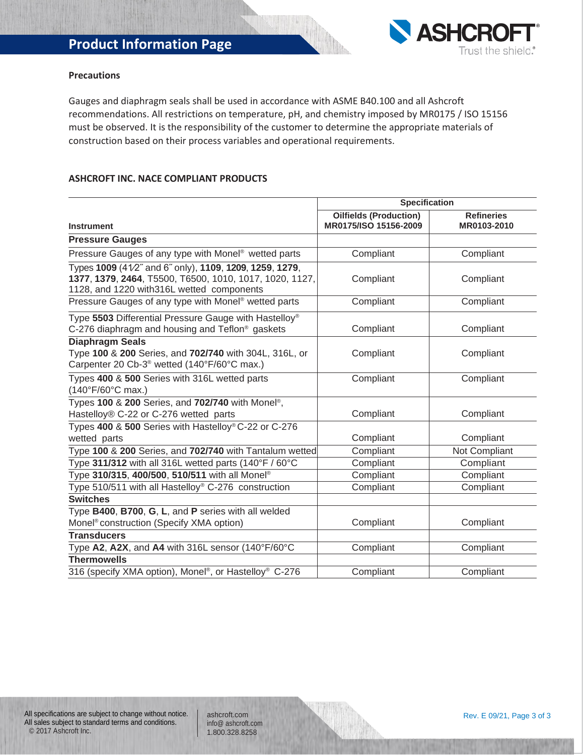### Precautions

Gauges and diaphragm seals shall be used in accordance with ASME B40.100 and all Ashcroft recommendations. All restrictions on temperature, pH, and chemistry imposed by MR0175 / ISO 15156 must be observed. It is the responsibility of the customer to determine the appropriate materials of construction based on their process variables and operational requirements.

### ASHCROFT INC. NACE COMPLIANT PRODUCTS

| Instrument | Specification | |
|---|---|---|
| | **Oilfields (Production) MR0175/ISO 15156-2009** | **Refineries MR0103-2010** |
| **Pressure Gauges** | | |
| Pressure Gauges of any type with Monel® wetted parts | Compliant | Compliant |
| Types **1009** (4½˝ and 6˝ only), **1109**, **1209**, **1259**, **1279**, **1377**, **1379**, **2464**, T5500, T6500, 1010, 1017, 1020, 1127, 1128, and 1220 with316L wetted components | Compliant | Compliant |
| Pressure Gauges of any type with Monel® wetted parts | Compliant | Compliant |
| Type **5503** Differential Pressure Gauge with Hastelloy® C-276 diaphragm and housing and Teflon® gaskets | Compliant | Compliant |
| **Diaphragm Seals** Type **100** & **200** Series, and **702/740** with 304L, 316L, or Carpenter 20 Cb-3® wetted (140°F/60°C max.) | Compliant | Compliant |
| Types **400** & **500** Series with 316L wetted parts (140°F/60°C max.) | Compliant | Compliant |
| Types **100** & **200** Series, and **702/740** with Monel®, Hastelloy® C-22 or C-276 wetted parts | Compliant | Compliant |
| Types **400** & **500** Series with Hastelloy® C-22 or C-276 wetted parts | Compliant | Compliant |
| Type **100** & **200** Series, and **702/740** with Tantalum wetted | Compliant | Not Compliant |
| Type **311/312** with all 316L wetted parts (140°F / 60°C | Compliant | Compliant |
| Type **310/315**, **400/500**, **510/511** with all Monel® | Compliant | Compliant |
| Type 510/511 with all Hastelloy® C-276 construction | Compliant | Compliant |
| **Switches** | | |
| Type **B400**, **B700**, **G**, **L**, and **P** series with all welded Monel® construction (Specify XMA option) | Compliant | Compliant |
| **Transducers** | | |
| Type **A2**, **A2X**, and **A4** with 316L sensor (140°F/60°C | Compliant | Compliant |
| **Thermowells** | | |
| 316 (specify XMA option), Monel®, or Hastelloy® C-276 | Compliant | Compliant |